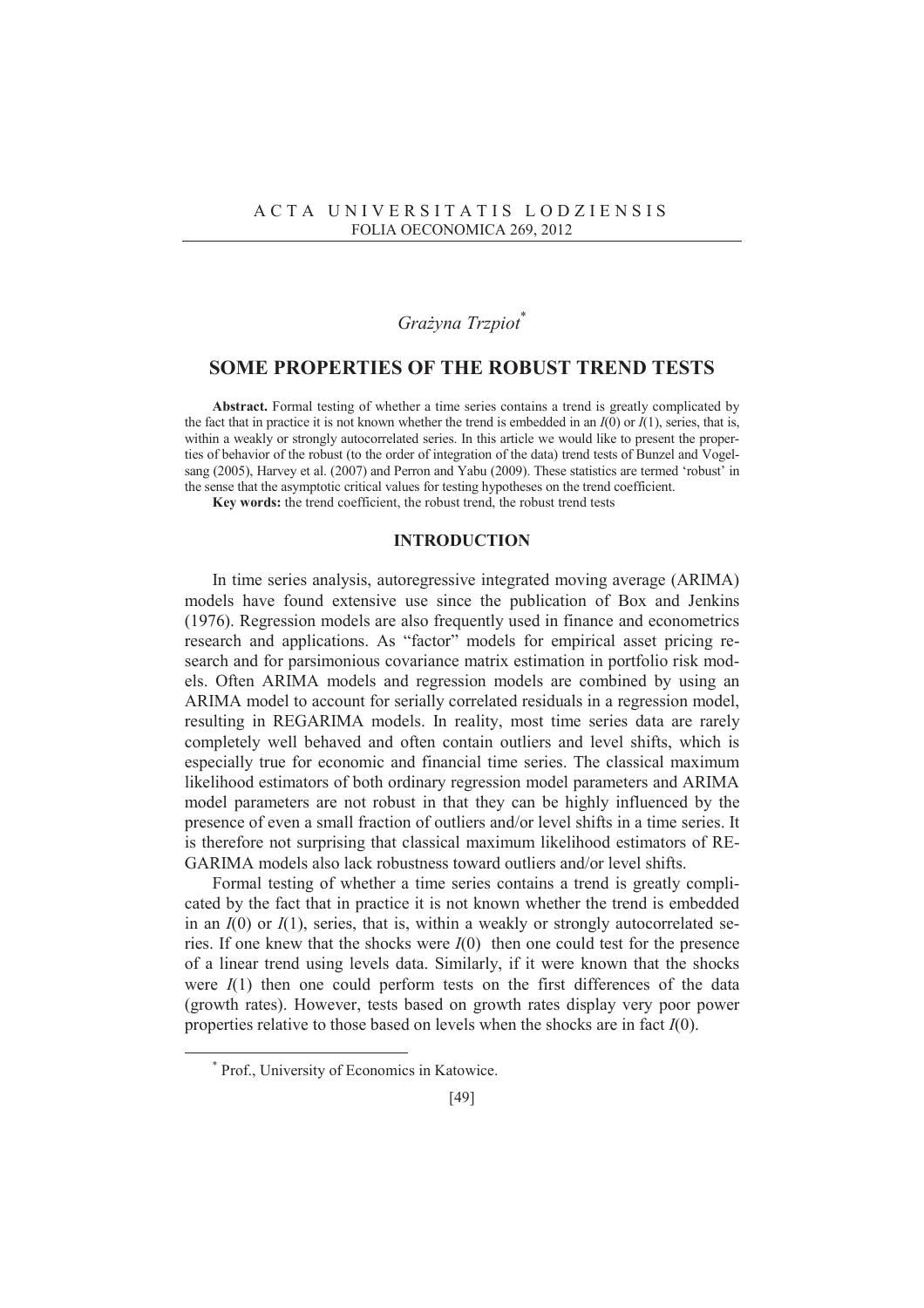A C T A   U N I V E R S I T A T I S   L O D Z I E N S I S
FOLIA OECONOMICA 269, 2012

*Grażyna Trzpiot*[*]

# SOME PROPERTIES OF THE ROBUST TREND TESTS

**Abstract.** Formal testing of whether a time series contains a trend is greatly complicated by the fact that in practice it is not known whether the trend is embedded in an $I(0)$ or $I(1)$, series, that is, within a weakly or strongly autocorrelated series. In this article we would like to present the properties of behavior of the robust (to the order of integration of the data) trend tests of Bunzel and Vogelsang (2005), Harvey et al. (2007) and Perron and Yabu (2009). These statistics are termed 'robust' in the sense that the asymptotic critical values for testing hypotheses on the trend coefficient.

**Key words:** the trend coefficient, the robust trend, the robust trend tests

## INTRODUCTION

In time series analysis, autoregressive integrated moving average (ARIMA) models have found extensive use since the publication of Box and Jenkins (1976). Regression models are also frequently used in finance and econometrics research and applications. As "factor" models for empirical asset pricing research and for parsimonious covariance matrix estimation in portfolio risk models. Often ARIMA models and regression models are combined by using an ARIMA model to account for serially correlated residuals in a regression model, resulting in REGARIMA models. In reality, most time series data are rarely completely well behaved and often contain outliers and level shifts, which is especially true for economic and financial time series. The classical maximum likelihood estimators of both ordinary regression model parameters and ARIMA model parameters are not robust in that they can be highly influenced by the presence of even a small fraction of outliers and/or level shifts in a time series. It is therefore not surprising that classical maximum likelihood estimators of REGARIMA models also lack robustness toward outliers and/or level shifts.

Formal testing of whether a time series contains a trend is greatly complicated by the fact that in practice it is not known whether the trend is embedded in an $I(0)$ or $I(1)$, series, that is, within a weakly or strongly autocorrelated series. If one knew that the shocks were $I(0)$ then one could test for the presence of a linear trend using levels data. Similarly, if it were known that the shocks were $I(1)$ then one could perform tests on the first differences of the data (growth rates). However, tests based on growth rates display very poor power properties relative to those based on levels when the shocks are in fact $I(0)$.

[*] Prof., University of Economics in Katowice.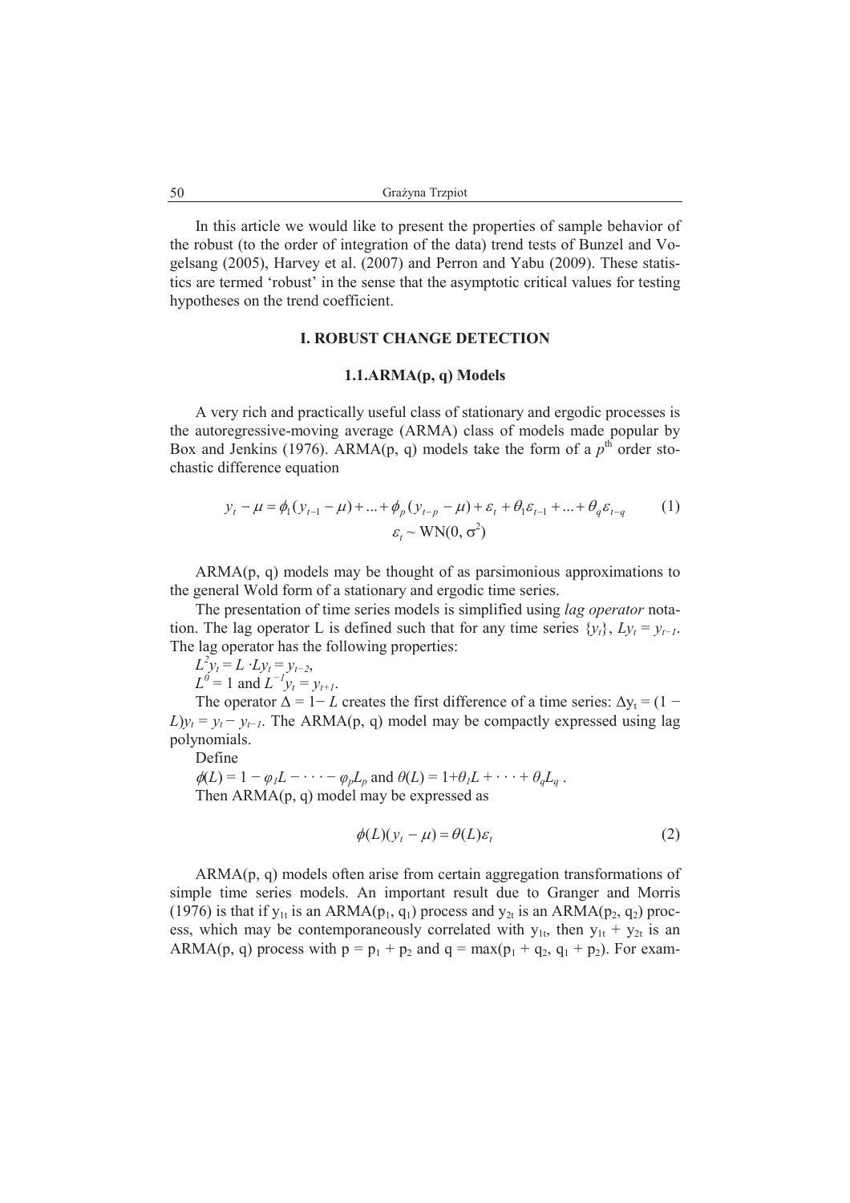In this article we would like to present the properties of sample behavior of the robust (to the order of integration of the data) trend tests of Bunzel and Vogelsang (2005), Harvey et al. (2007) and Perron and Yabu (2009). These statistics are termed 'robust' in the sense that the asymptotic critical values for testing hypotheses on the trend coefficient.

## I. ROBUST CHANGE DETECTION

### 1.1.ARMA(p, q) Models

A very rich and practically useful class of stationary and ergodic processes is the autoregressive-moving average (ARMA) class of models made popular by Box and Jenkins (1976). ARMA(p, q) models take the form of a $p^{\text{th}}$ order stochastic difference equation

$$y_t - \mu = \phi_1(y_{t-1} - \mu) + \ldots + \phi_p(y_{t-p} - \mu) + \varepsilon_t + \theta_1\varepsilon_{t-1} + \ldots + \theta_q\varepsilon_{t-q} \tag{1}$$
$$\varepsilon_t \sim \mathrm{WN}(0, \sigma^2)$$

ARMA(p, q) models may be thought of as parsimonious approximations to the general Wold form of a stationary and ergodic time series.

The presentation of time series models is simplified using *lag operator* notation. The lag operator L is defined such that for any time series $\{y_t\}$, $Ly_t = y_{t-1}$. The lag operator has the following properties:

$L^2 y_t = L \cdot Ly_t = y_{t-2}$,

$L^0 = 1$ and $L^{-1} y_t = y_{t+1}$.

The operator $\Delta = 1 - L$ creates the first difference of a time series: $\Delta y_t = (1 - L)y_t = y_t - y_{t-1}$. The ARMA(p, q) model may be compactly expressed using lag polynomials.

Define

$\phi(L) = 1 - \varphi_1 L - \cdots - \varphi_p L_p$ and $\theta(L) = 1 + \theta_1 L + \cdots + \theta_q L_q$ .

Then ARMA(p, q) model may be expressed as

$$\phi(L)(y_t - \mu) = \theta(L)\varepsilon_t \tag{2}$$

ARMA(p, q) models often arise from certain aggregation transformations of simple time series models. An important result due to Granger and Morris (1976) is that if $y_{1t}$ is an ARMA($p_1$, $q_1$) process and $y_{2t}$ is an ARMA($p_2$, $q_2$) process, which may be contemporaneously correlated with $y_{1t}$, then $y_{1t} + y_{2t}$ is an ARMA(p, q) process with $p = p_1 + p_2$ and $q = \max(p_1 + q_2, q_1 + p_2)$. For exam-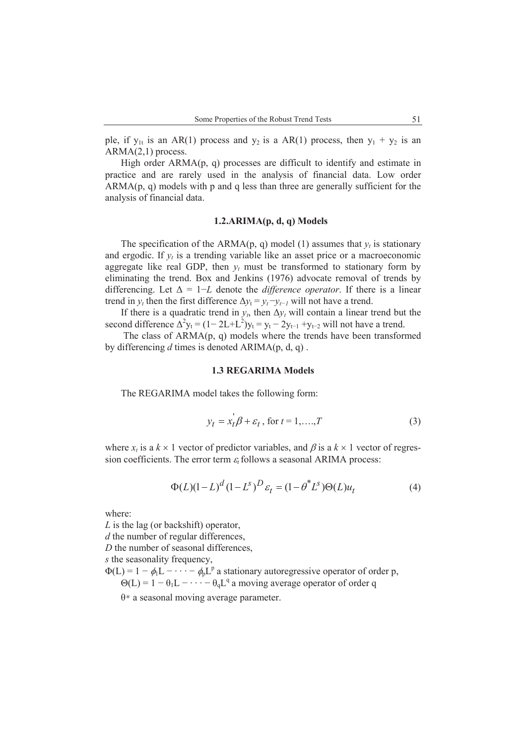ple, if $y_{1t}$ is an AR(1) process and $y_2$ is a AR(1) process, then $y_1 + y_2$ is an ARMA(2,1) process.

High order ARMA(p, q) processes are difficult to identify and estimate in practice and are rarely used in the analysis of financial data. Low order ARMA(p, q) models with p and q less than three are generally sufficient for the analysis of financial data.

### 1.2.ARIMA(p, d, q) Models

The specification of the ARMA(p, q) model (1) assumes that $y_t$ is stationary and ergodic. If $y_t$ is a trending variable like an asset price or a macroeconomic aggregate like real GDP, then $y_t$ must be transformed to stationary form by eliminating the trend. Box and Jenkins (1976) advocate removal of trends by differencing. Let $\Delta = 1-L$ denote the *difference operator*. If there is a linear trend in $y_t$ then the first difference $\Delta y_t = y_t - y_{t-1}$ will not have a trend.

If there is a quadratic trend in $y_t$, then $\Delta y_t$ will contain a linear trend but the second difference $\Delta^2 y_t = (1-2L+L^2)y_t = y_t - 2y_{t-1} + y_{t-2}$ will not have a trend.

The class of ARMA(p, q) models where the trends have been transformed by differencing *d* times is denoted ARIMA(p, d, q) .

### 1.3 REGARIMA Models

The REGARIMA model takes the following form:

$$y_t = x_t^{'}\beta + \varepsilon_t \text{, for } t = 1,\ldots,T \tag{3}$$

where $x_t$ is a $k \times 1$ vector of predictor variables, and $\beta$ is a $k \times 1$ vector of regression coefficients. The error term $\varepsilon_t$ follows a seasonal ARIMA process:

$$\Phi(L)(1-L)^d(1-L^s)^D\varepsilon_t = (1-\theta^* L^s)\Theta(L)u_t \tag{4}$$

where:

*L* is the lag (or backshift) operator,

*d* the number of regular differences,

*D* the number of seasonal differences,

*s* the seasonality frequency,

$\Phi(L) = 1 - \phi_1 L - \cdots - \phi_p L^p$ a stationary autoregressive operator of order p,

$\Theta(L) = 1 - \theta_1 L - \cdots - \theta_q L^q$ a moving average operator of order q

$\theta^*$ a seasonal moving average parameter.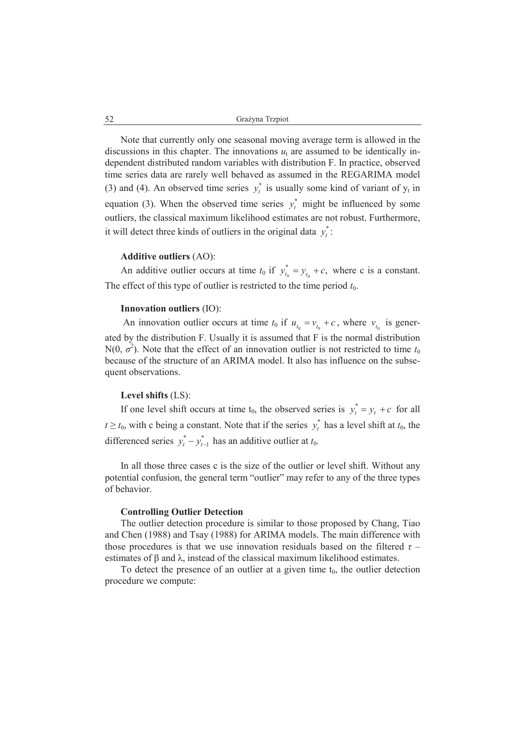Note that currently only one seasonal moving average term is allowed in the discussions in this chapter. The innovations $u_t$ are assumed to be identically independent distributed random variables with distribution F. In practice, observed time series data are rarely well behaved as assumed in the REGARIMA model (3) and (4). An observed time series $y_t^*$ is usually some kind of variant of $y_t$ in equation (3). When the observed time series $y_t^*$ might be influenced by some outliers, the classical maximum likelihood estimates are not robust. Furthermore, it will detect three kinds of outliers in the original data $y_t^*$:

**Additive outliers** (AO):

An additive outlier occurs at time $t_0$ if $y_{t_0}^* = y_{t_0} + c$, where c is a constant. The effect of this type of outlier is restricted to the time period $t_0$.

**Innovation outliers** (IO):

An innovation outlier occurs at time $t_0$ if $u_{t_0} = v_{t_0} + c$, where $v_{t_0}$ is generated by the distribution F. Usually it is assumed that F is the normal distribution $N(0, \sigma^2)$. Note that the effect of an innovation outlier is not restricted to time $t_0$ because of the structure of an ARIMA model. It also has influence on the subsequent observations.

**Level shifts** (LS):

If one level shift occurs at time $t_0$, the observed series is $y_t^* = y_t + c$ for all $t \geq t_0$, with c being a constant. Note that if the series $y_t^*$ has a level shift at $t_0$, the differenced series $y_t^* - y_{t-1}^*$ has an additive outlier at $t_0$.

In all those three cases c is the size of the outlier or level shift. Without any potential confusion, the general term "outlier" may refer to any of the three types of behavior.

**Controlling Outlier Detection**

The outlier detection procedure is similar to those proposed by Chang, Tiao and Chen (1988) and Tsay (1988) for ARIMA models. The main difference with those procedures is that we use innovation residuals based on the filtered $\tau$ – estimates of $\beta$ and $\lambda$, instead of the classical maximum likelihood estimates.

To detect the presence of an outlier at a given time $t_0$, the outlier detection procedure we compute: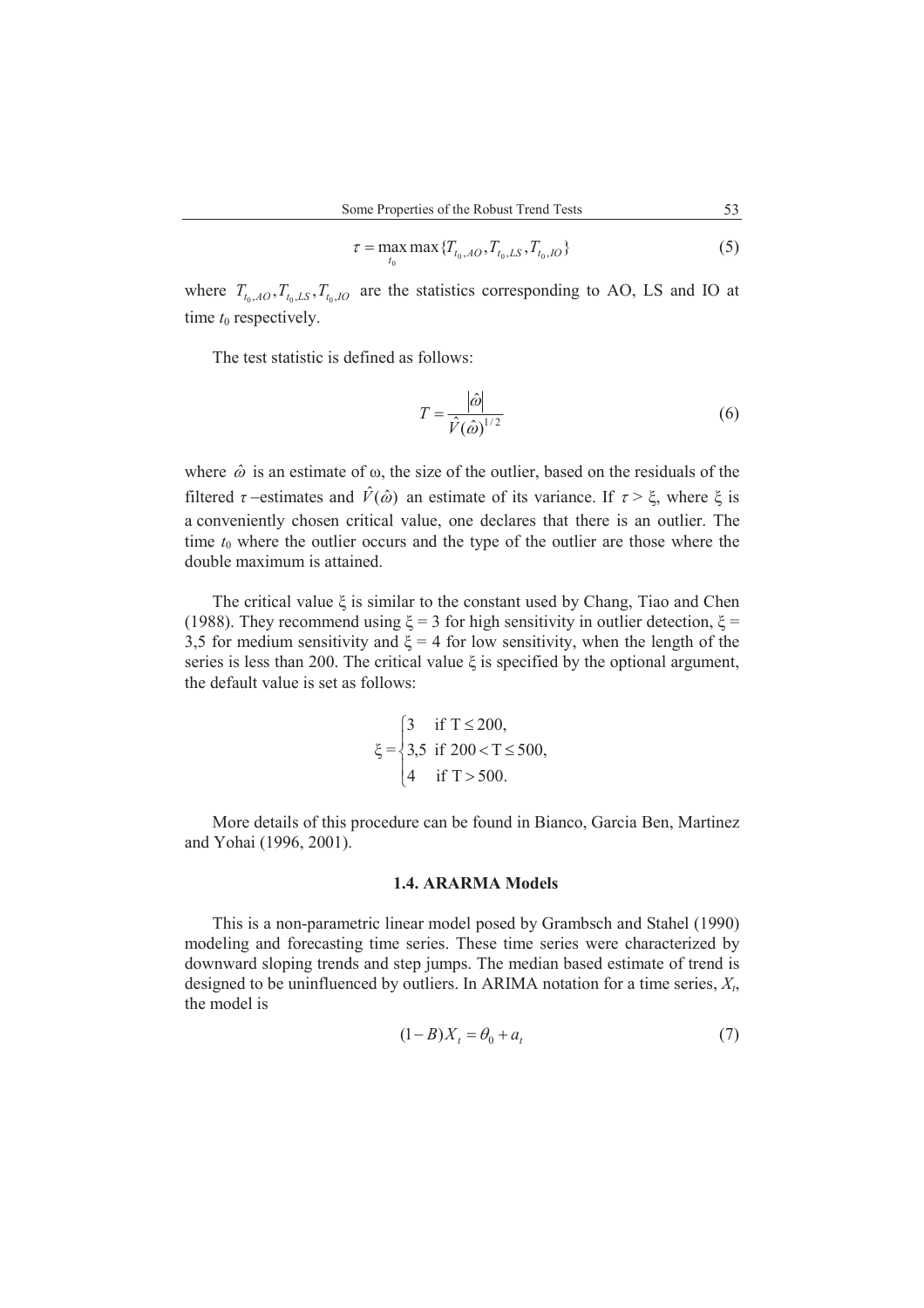$$\tau = \max_{t_0} \max \{T_{t_0,AO}, T_{t_0,LS}, T_{t_0,IO}\} \tag{5}$$

where $T_{t_0,AO}, T_{t_0,LS}, T_{t_0,IO}$ are the statistics corresponding to AO, LS and IO at time $t_0$ respectively.

The test statistic is defined as follows:

$$T = \frac{|\hat{\omega}|}{\hat{V}(\hat{\omega})^{1/2}} \tag{6}$$

where $\hat{\omega}$ is an estimate of ω, the size of the outlier, based on the residuals of the filtered $\tau$–estimates and $\hat{V}(\hat{\omega})$ an estimate of its variance. If $\tau > \xi$, where $\xi$ is a conveniently chosen critical value, one declares that there is an outlier. The time $t_0$ where the outlier occurs and the type of the outlier are those where the double maximum is attained.

The critical value $\xi$ is similar to the constant used by Chang, Tiao and Chen (1988). They recommend using $\xi = 3$ for high sensitivity in outlier detection, $\xi = 3{,}5$ for medium sensitivity and $\xi = 4$ for low sensitivity, when the length of the series is less than 200. The critical value $\xi$ is specified by the optional argument, the default value is set as follows:

$$\xi = \begin{cases} 3 & \text{if } T \le 200, \\ 3{,}5 & \text{if } 200 < T \le 500, \\ 4 & \text{if } T > 500. \end{cases}$$

More details of this procedure can be found in Bianco, Garcia Ben, Martinez and Yohai (1996, 2001).

### 1.4. ARARMA Models

This is a non-parametric linear model posed by Grambsch and Stahel (1990) modeling and forecasting time series. These time series were characterized by downward sloping trends and step jumps. The median based estimate of trend is designed to be uninfluenced by outliers. In ARIMA notation for a time series, $X_t$, the model is

$$(1 - B)X_t = \theta_0 + a_t \tag{7}$$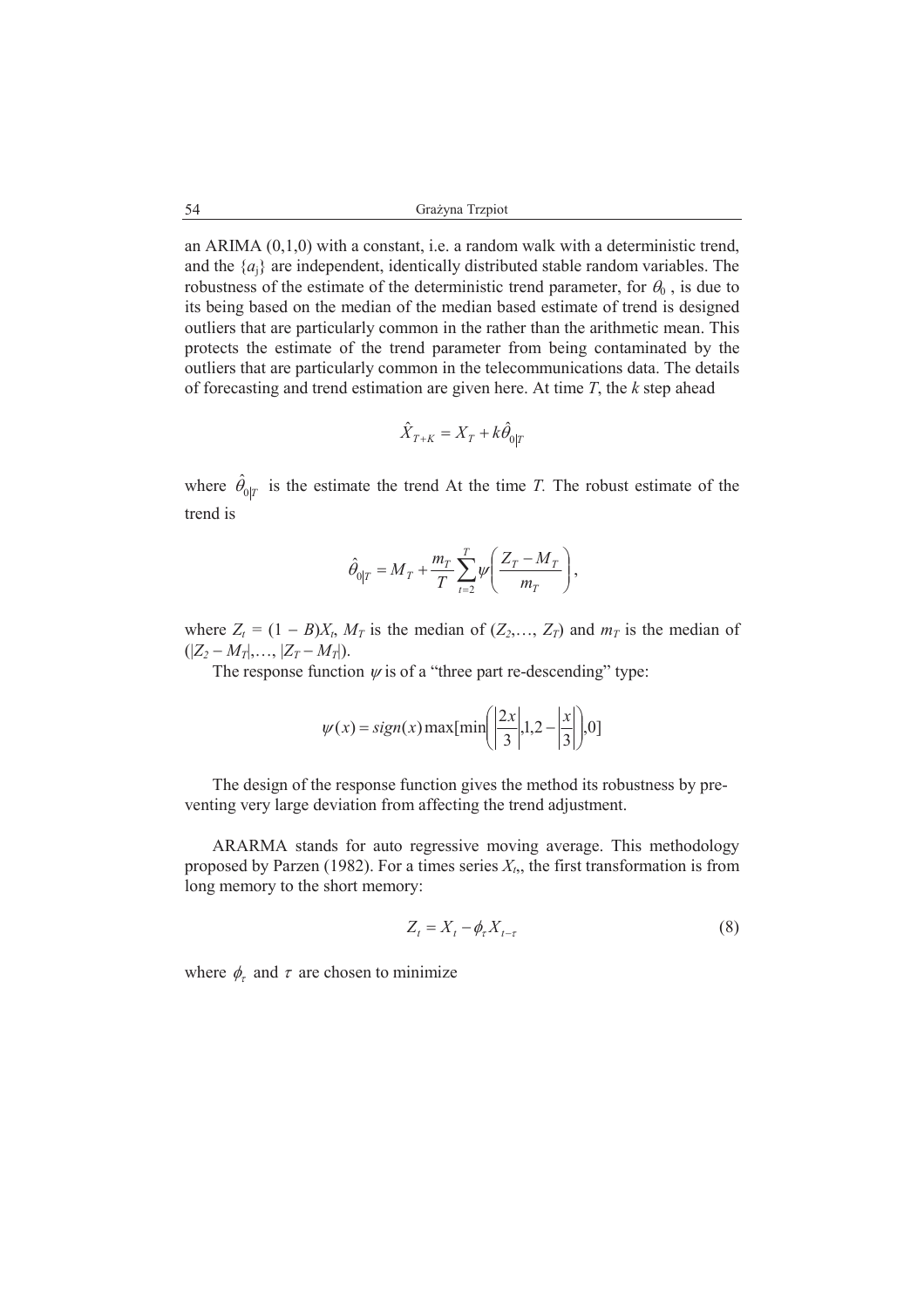an ARIMA (0,1,0) with a constant, i.e. a random walk with a deterministic trend, and the $\{a_j\}$ are independent, identically distributed stable random variables. The robustness of the estimate of the deterministic trend parameter, for $\theta_0$ , is due to its being based on the median of the median based estimate of trend is designed outliers that are particularly common in the rather than the arithmetic mean. This protects the estimate of the trend parameter from being contaminated by the outliers that are particularly common in the telecommunications data. The details of forecasting and trend estimation are given here. At time *T*, the *k* step ahead

$$\hat{X}_{T+K} = X_T + k\hat{\theta}_{0|T}$$

where $\hat{\theta}_{0|T}$ is the estimate the trend At the time *T*. The robust estimate of the trend is

$$\hat{\theta}_{0|T} = M_T + \frac{m_T}{T}\sum_{t=2}^{T}\psi\left(\frac{Z_T - M_T}{m_T}\right),$$

where $Z_t = (1 - B)X_t$, $M_T$ is the median of $(Z_2,\ldots, Z_T)$ and $m_T$ is the median of $(|Z_2 - M_T|,\ldots, |Z_T - M_T|)$.

The response function $\psi$ is of a "three part re-descending" type:

$$\psi(x) = sign(x)\max[\min\left(\left|\frac{2x}{3}\right|, 1, 2 - \left|\frac{x}{3}\right|\right), 0]$$

The design of the response function gives the method its robustness by preventing very large deviation from affecting the trend adjustment.

ARARMA stands for auto regressive moving average. This methodology proposed by Parzen (1982). For a times series $X_t$,, the first transformation is from long memory to the short memory:

$$Z_t = X_t - \phi_\tau X_{t-\tau} \tag{8}$$

where $\phi_\tau$ and $\tau$ are chosen to minimize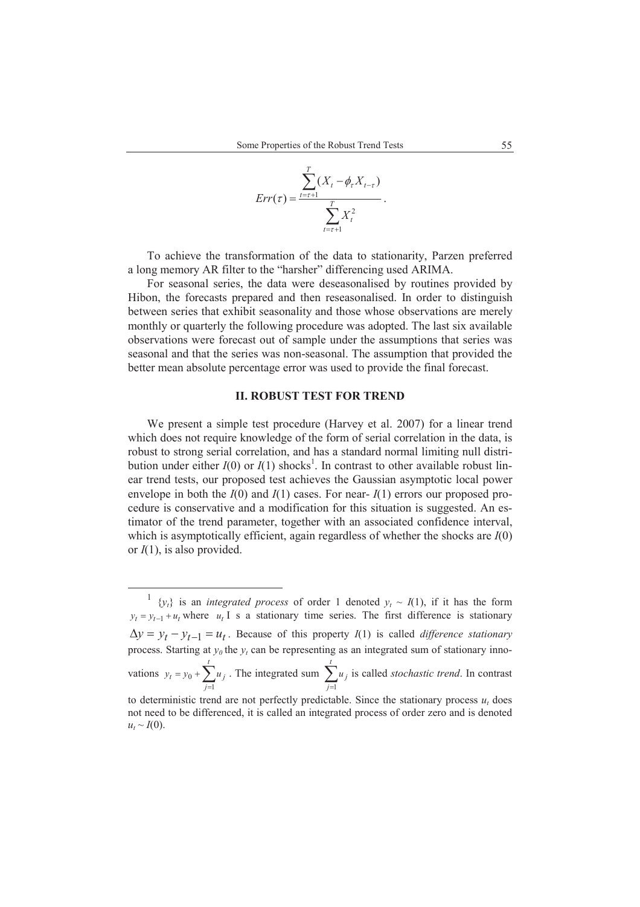$$Err(\tau) = \frac{\sum_{t=\tau+1}^{T} (X_t - \phi_\tau X_{t-\tau})}{\sum_{t=\tau+1}^{T} X_t^2}.$$

To achieve the transformation of the data to stationarity, Parzen preferred a long memory AR filter to the "harsher" differencing used ARIMA.

For seasonal series, the data were deseasonalised by routines provided by Hibon, the forecasts prepared and then reseasonalised. In order to distinguish between series that exhibit seasonality and those whose observations are merely monthly or quarterly the following procedure was adopted. The last six available observations were forecast out of sample under the assumptions that series was seasonal and that the series was non-seasonal. The assumption that provided the better mean absolute percentage error was used to provide the final forecast.

## II. ROBUST TEST FOR TREND

We present a simple test procedure (Harvey et al. 2007) for a linear trend which does not require knowledge of the form of serial correlation in the data, is robust to strong serial correlation, and has a standard normal limiting null distribution under either $I(0)$ or $I(1)$ shocks[1]. In contrast to other available robust linear trend tests, our proposed test achieves the Gaussian asymptotic local power envelope in both the $I(0)$ and $I(1)$ cases. For near- $I(1)$ errors our proposed procedure is conservative and a modification for this situation is suggested. An estimator of the trend parameter, together with an associated confidence interval, which is asymptotically efficient, again regardless of whether the shocks are $I(0)$ or $I(1)$, is also provided.

---

[1] $\{y_t\}$ is an *integrated process* of order 1 denoted $y_t \sim I(1)$, if it has the form $y_t = y_{t-1} + u_t$ where $u_t$ I s a stationary time series. The first difference is stationary $\Delta y = y_t - y_{t-1} = u_t$. Because of this property $I(1)$ is called *difference stationary* process. Starting at $y_0$ the $y_t$ can be representing as an integrated sum of stationary innovations $y_t = y_0 + \sum_{j=1}^{t} u_j$. The integrated sum $\sum_{j=1}^{t} u_j$ is called *stochastic trend*. In contrast to deterministic trend are not perfectly predictable. Since the stationary process $u_t$ does not need to be differenced, it is called an integrated process of order zero and is denoted $u_t \sim I(0)$.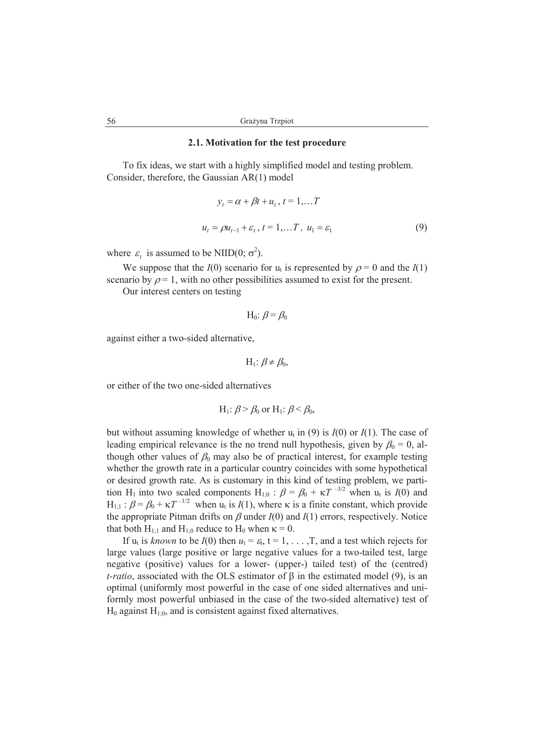### 2.1. Motivation for the test procedure

To fix ideas, we start with a highly simplified model and testing problem. Consider, therefore, the Gaussian AR(1) model

$$y_t = \alpha + \beta t + u_t,\ t = 1,\ldots T$$

$$u_t = \rho u_{t-1} + \varepsilon_t,\ t = 1,\ldots T,\ u_1 = \varepsilon_1 \tag{9}$$

where $\varepsilon_t$ is assumed to be NIID(0; $\sigma^2$).

We suppose that the $I(0)$ scenario for $u_t$ is represented by $\rho = 0$ and the $I(1)$ scenario by $\rho = 1$, with no other possibilities assumed to exist for the present.

Our interest centers on testing

$$H_0: \beta = \beta_0$$

against either a two-sided alternative,

$$H_1: \beta \neq \beta_0,$$

or either of the two one-sided alternatives

$$H_1: \beta > \beta_0 \text{ or } H_1: \beta < \beta_0,$$

but without assuming knowledge of whether $u_t$ in (9) is $I(0)$ or $I(1)$. The case of leading empirical relevance is the no trend null hypothesis, given by $\beta_0 = 0$, although other values of $\beta_0$ may also be of practical interest, for example testing whether the growth rate in a particular country coincides with some hypothetical or desired growth rate. As is customary in this kind of testing problem, we partition $H_1$ into two scaled components $H_{1;0} : \beta = \beta_0 + \kappa T^{-3/2}$ when $u_t$ is $I(0)$ and $H_{1;1} : \beta = \beta_0 + \kappa T^{-1/2}$ when $u_t$ is $I(1)$, where $\kappa$ is a finite constant, which provide the appropriate Pitman drifts on $\beta$ under $I(0)$ and $I(1)$ errors, respectively. Notice that both $H_{1;1}$ and $H_{1;0}$ reduce to $H_0$ when $\kappa = 0$.

If $u_t$ is *known* to be $I(0)$ then $u_t = \varepsilon_t$, $t = 1, \ldots, T$, and a test which rejects for large values (large positive or large negative values for a two-tailed test, large negative (positive) values for a lower- (upper-) tailed test) of the (centred) *t-ratio*, associated with the OLS estimator of $\beta$ in the estimated model (9), is an optimal (uniformly most powerful in the case of one sided alternatives and uniformly most powerful unbiased in the case of the two-sided alternative) test of $H_0$ against $H_{1;0}$, and is consistent against fixed alternatives.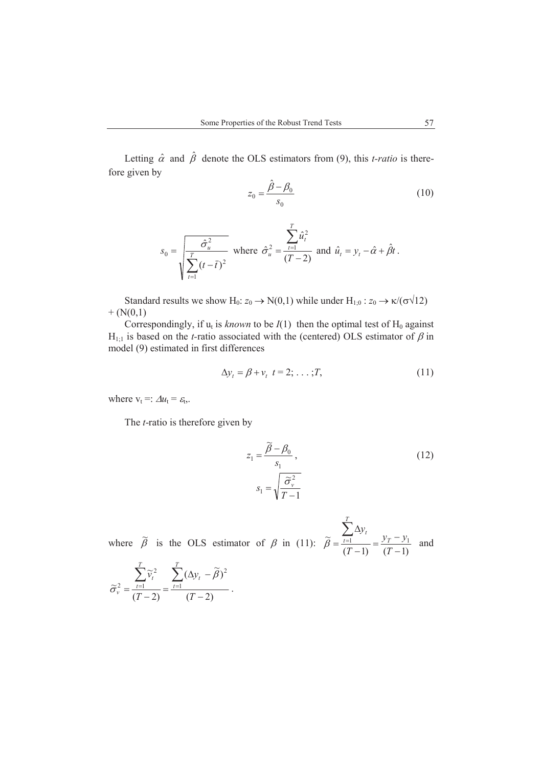Letting $\hat{\alpha}$ and $\hat{\beta}$ denote the OLS estimators from (9), this *t-ratio* is therefore given by

$$z_0 = \frac{\hat{\beta} - \beta_0}{s_0} \tag{10}$$

$$s_0 = \sqrt{\frac{\hat{\sigma}_u^2}{\sum_{t=1}^{T}(t-\bar{t})^2}} \text{ where } \hat{\sigma}_u^2 = \frac{\sum_{t=1}^{T}\hat{u}_t^2}{(T-2)} \text{ and } \hat{u}_t = y_t - \hat{\alpha} + \hat{\beta}t\,.$$

Standard results we show $H_0$: $z_0 \rightarrow N(0,1)$ while under $H_{1;0}$ : $z_0 \rightarrow \kappa/(\sigma\sqrt{12}) + (N(0,1)$

Correspondingly, if $u_t$ is *known* to be $I(1)$ then the optimal test of $H_0$ against $H_{1;1}$ is based on the *t*-ratio associated with the (centered) OLS estimator of $\beta$ in model (9) estimated in first differences

$$\Delta y_t = \beta + v_t \;\; t = 2; \ldots ;T, \tag{11}$$

where $v_t =: \Delta u_t = \varepsilon_t$,.

The *t*-ratio is therefore given by

$$z_1 = \frac{\tilde{\beta} - \beta_0}{s_1}, \qquad s_1 = \sqrt{\frac{\tilde{\sigma}_v^2}{T-1}} \tag{12}$$

where $\tilde{\beta}$ is the OLS estimator of $\beta$ in (11): $\tilde{\beta} = \frac{\sum_{t=1}^{T}\Delta y_t}{(T-1)} = \frac{y_T - y_1}{(T-1)}$ and $\tilde{\sigma}_v^2 = \frac{\sum_{t=1}^{T}\tilde{v}_t^2}{(T-2)} = \frac{\sum_{t=1}^{T}(\Delta y_t - \tilde{\beta})^2}{(T-2)}$.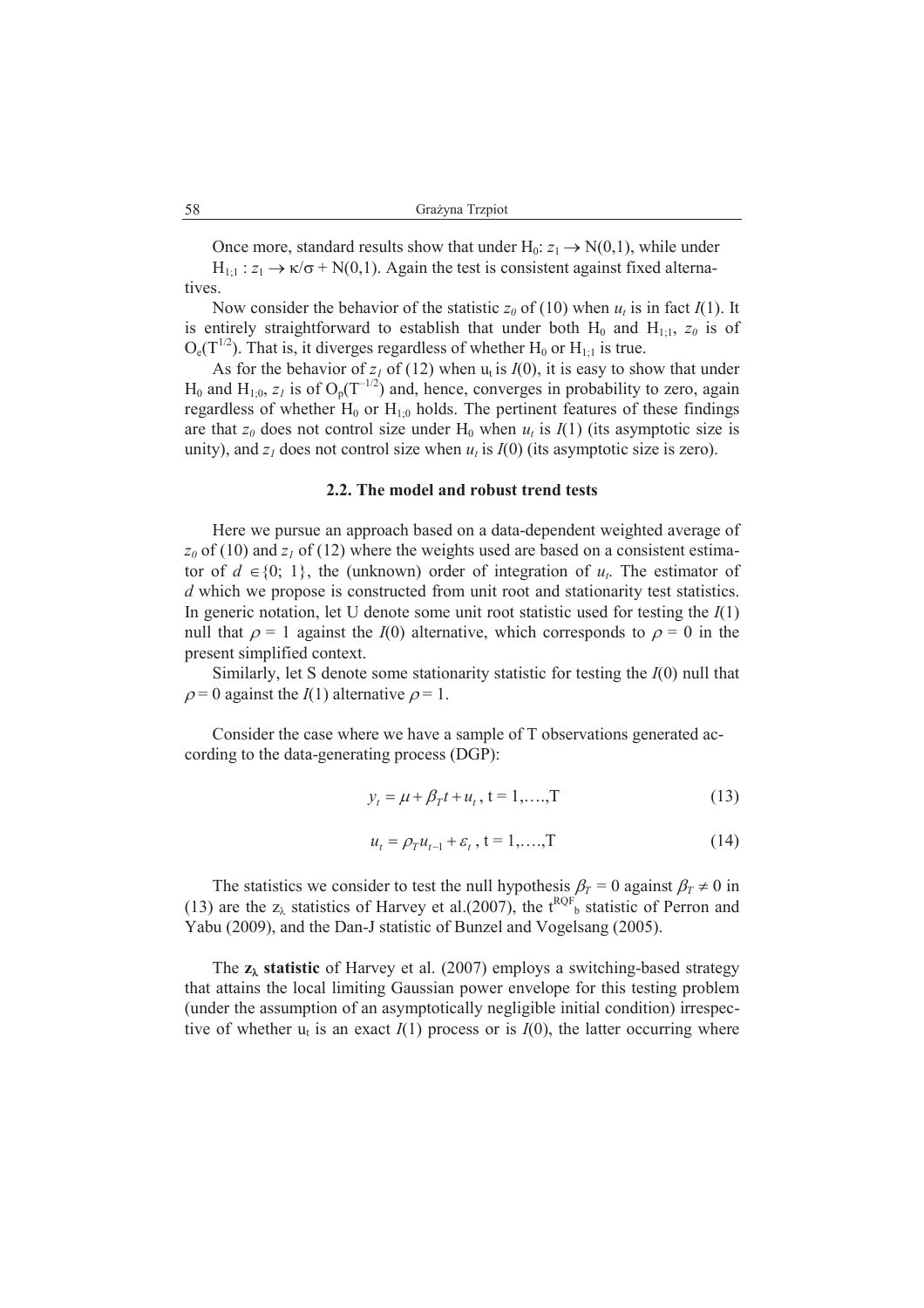Once more, standard results show that under $H_0$: $z_1 \rightarrow N(0,1)$, while under $H_{1;1}$ : $z_1 \rightarrow \kappa/\sigma + N(0,1)$. Again the test is consistent against fixed alternatives.

Now consider the behavior of the statistic $z_0$ of (10) when $u_t$ is in fact $I(1)$. It is entirely straightforward to establish that under both $H_0$ and $H_{1;1}$, $z_0$ is of $O_e(T^{1/2})$. That is, it diverges regardless of whether $H_0$ or $H_{1;1}$ is true.

As for the behavior of $z_1$ of (12) when $u_t$ is $I(0)$, it is easy to show that under $H_0$ and $H_{1;0}$, $z_1$ is of $O_p(T^{-1/2})$ and, hence, converges in probability to zero, again regardless of whether $H_0$ or $H_{1;0}$ holds. The pertinent features of these findings are that $z_0$ does not control size under $H_0$ when $u_t$ is $I(1)$ (its asymptotic size is unity), and $z_1$ does not control size when $u_t$ is $I(0)$ (its asymptotic size is zero).

### 2.2. The model and robust trend tests

Here we pursue an approach based on a data-dependent weighted average of $z_0$ of (10) and $z_1$ of (12) where the weights used are based on a consistent estimator of $d \in \{0; 1\}$, the (unknown) order of integration of $u_t$. The estimator of $d$ which we propose is constructed from unit root and stationarity test statistics. In generic notation, let U denote some unit root statistic used for testing the $I(1)$ null that $\rho = 1$ against the $I(0)$ alternative, which corresponds to $\rho = 0$ in the present simplified context.

Similarly, let S denote some stationarity statistic for testing the $I(0)$ null that $\rho = 0$ against the $I(1)$ alternative $\rho = 1$.

Consider the case where we have a sample of T observations generated according to the data-generating process (DGP):

$$y_t = \mu + \beta_T t + u_t \text{, t = 1,….,T} \tag{13}$$

$$u_t = \rho_T u_{t-1} + \varepsilon_t \text{, t = 1,….,T} \tag{14}$$

The statistics we consider to test the null hypothesis $\beta_T = 0$ against $\beta_T \neq 0$ in (13) are the $z_\lambda$ statistics of Harvey et al.(2007), the $t^{RQF}_b$ statistic of Perron and Yabu (2009), and the Dan-J statistic of Bunzel and Vogelsang (2005).

The **$z_\lambda$ statistic** of Harvey et al. (2007) employs a switching-based strategy that attains the local limiting Gaussian power envelope for this testing problem (under the assumption of an asymptotically negligible initial condition) irrespective of whether $u_t$ is an exact $I(1)$ process or is $I(0)$, the latter occurring where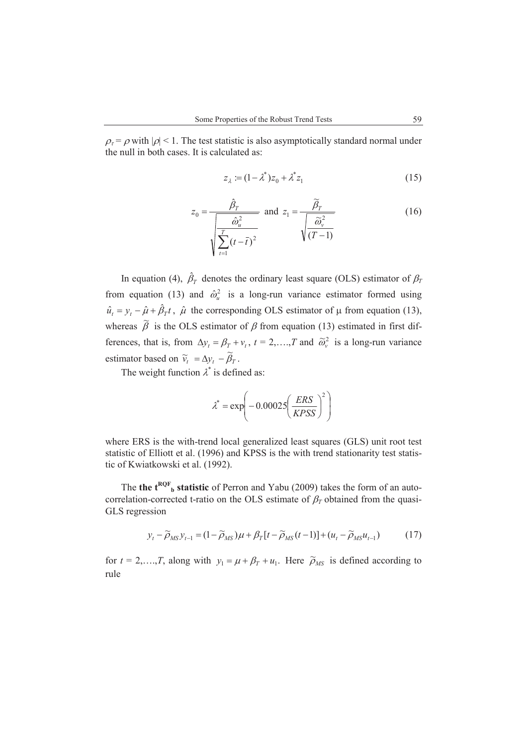$\rho_\tau = \rho$ with $|\rho| < 1$. The test statistic is also asymptotically standard normal under the null in both cases. It is calculated as:

$$z_\lambda := (1 - \lambda^*) z_0 + \lambda^* z_1 \tag{15}$$

$$z_0 = \frac{\hat{\beta}_T}{\sqrt{\dfrac{\hat{\omega}_u^2}{\sum_{t=1}^{T}(t-\bar{t})^2}}} \text{ and } z_1 = \frac{\tilde{\beta}_T}{\sqrt{\dfrac{\tilde{\omega}_v^2}{(T-1)}}} \tag{16}$$

In equation (4), $\hat{\beta}_T$ denotes the ordinary least square (OLS) estimator of $\beta_T$ from equation (13) and $\hat{\omega}_u^2$ is a long-run variance estimator formed using $\hat{u}_t = y_t - \hat{\mu} + \hat{\beta}_T t$, $\hat{\mu}$ the corresponding OLS estimator of $\mu$ from equation (13), whereas $\tilde{\beta}$ is the OLS estimator of $\beta$ from equation (13) estimated in first differences, that is, from $\Delta y_t = \beta_T + v_t$, $t = 2,\ldots,T$ and $\tilde{\omega}_v^2$ is a long-run variance estimator based on $\tilde{v}_t = \Delta y_t - \tilde{\beta}_T$.

The weight function $\lambda^*$ is defined as:

$$\lambda^* = \exp\left(-0.00025\left(\frac{ERS}{KPSS}\right)^2\right)$$

where ERS is the with-trend local generalized least squares (GLS) unit root test statistic of Elliott et al. (1996) and KPSS is the with trend stationarity test statistic of Kwiatkowski et al. (1992).

The **the $t^{RQF}_b$ statistic** of Perron and Yabu (2009) takes the form of an autocorrelation-corrected t-ratio on the OLS estimate of $\beta_T$ obtained from the quasi-GLS regression

$$y_t - \tilde{\rho}_{MS} y_{t-1} = (1 - \tilde{\rho}_{MS})\mu + \beta_T[t - \tilde{\rho}_{MS}(t-1)] + (u_t - \tilde{\rho}_{MS} u_{t-1}) \tag{17}$$

for $t = 2,\ldots,T$, along with $y_1 = \mu + \beta_T + u_1$. Here $\tilde{\rho}_{MS}$ is defined according to rule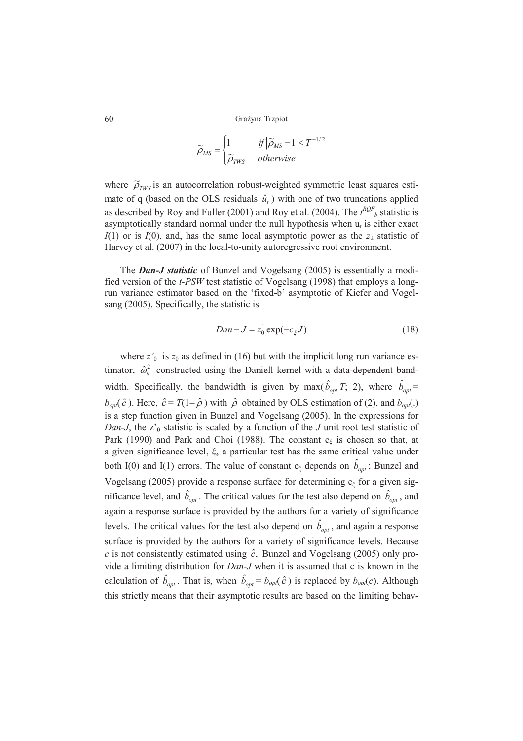$$\widetilde{\rho}_{MS} = \begin{cases} 1 & if \left|\widetilde{\rho}_{MS} - 1\right| < T^{-1/2} \\ \widetilde{\rho}_{TWS} & otherwise \end{cases}$$

where $\widetilde{\rho}_{TWS}$ is an autocorrelation robust-weighted symmetric least squares estimate of q (based on the OLS residuals $\hat{u}_t$) with one of two truncations applied as described by Roy and Fuller (2001) and Roy et al. (2004). The $t^{RQF}{}_b$ statistic is asymptotically standard normal under the null hypothesis when $u_t$ is either exact $I(1)$ or is $I(0)$, and, has the same local asymptotic power as the $z_\lambda$ statistic of Harvey et al. (2007) in the local-to-unity autoregressive root environment.

The ***Dan-J statistic*** of Bunzel and Vogelsang (2005) is essentially a modified version of the *t-PSW* test statistic of Vogelsang (1998) that employs a long-run variance estimator based on the 'fixed-b' asymptotic of Kiefer and Vogelsang (2005). Specifically, the statistic is

$$Dan - J = z_0^{'} \exp(-c_\xi J) \tag{18}$$

where $z'_0$ is $z_0$ as defined in (16) but with the implicit long run variance estimator, $\hat{\omega}_u^2$ constructed using the Daniell kernel with a data-dependent bandwidth. Specifically, the bandwidth is given by $\max(\hat{b}_{opt}T;\ 2)$, where $\hat{b}_{opt} = b_{opt}(\hat{c})$. Here, $\hat{c} = T(1-\hat{\rho})$ with $\hat{\rho}$ obtained by OLS estimation of (2), and $b_{opt}(.)$ is a step function given in Bunzel and Vogelsang (2005). In the expressions for *Dan-J*, the $z'_0$ statistic is scaled by a function of the *J* unit root test statistic of Park (1990) and Park and Choi (1988). The constant $c_\xi$ is chosen so that, at a given significance level, $\xi$, a particular test has the same critical value under both I(0) and I(1) errors. The value of constant $c_\xi$ depends on $\hat{b}_{opt}$; Bunzel and Vogelsang (2005) provide a response surface for determining $c_\xi$ for a given significance level, and $\hat{b}_{opt}$. The critical values for the test also depend on $\hat{b}_{opt}$, and again a response surface is provided by the authors for a variety of significance levels. The critical values for the test also depend on $\hat{b}_{opt}$, and again a response surface is provided by the authors for a variety of significance levels. Because $c$ is not consistently estimated using $\hat{c}$, Bunzel and Vogelsang (2005) only provide a limiting distribution for *Dan-J* when it is assumed that c is known in the calculation of $\hat{b}_{opt}$. That is, when $\hat{b}_{opt} = b_{opt}(\hat{c})$ is replaced by $b_{opt}(c)$. Although this strictly means that their asymptotic results are based on the limiting behav-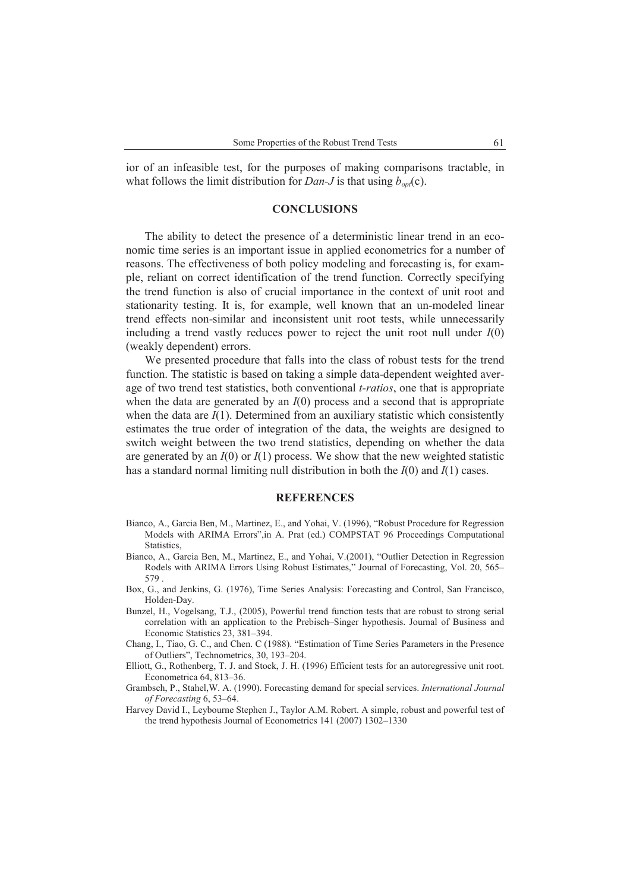ior of an infeasible test, for the purposes of making comparisons tractable, in what follows the limit distribution for *Dan-J* is that using $b_{opt}(c)$.

## CONCLUSIONS

The ability to detect the presence of a deterministic linear trend in an economic time series is an important issue in applied econometrics for a number of reasons. The effectiveness of both policy modeling and forecasting is, for example, reliant on correct identification of the trend function. Correctly specifying the trend function is also of crucial importance in the context of unit root and stationarity testing. It is, for example, well known that an un-modeled linear trend effects non-similar and inconsistent unit root tests, while unnecessarily including a trend vastly reduces power to reject the unit root null under $I(0)$ (weakly dependent) errors.

We presented procedure that falls into the class of robust tests for the trend function. The statistic is based on taking a simple data-dependent weighted average of two trend test statistics, both conventional *t-ratios*, one that is appropriate when the data are generated by an $I(0)$ process and a second that is appropriate when the data are $I(1)$. Determined from an auxiliary statistic which consistently estimates the true order of integration of the data, the weights are designed to switch weight between the two trend statistics, depending on whether the data are generated by an $I(0)$ or $I(1)$ process. We show that the new weighted statistic has a standard normal limiting null distribution in both the $I(0)$ and $I(1)$ cases.

## REFERENCES

Bianco, A., Garcia Ben, M., Martinez, E., and Yohai, V. (1996), "Robust Procedure for Regression Models with ARIMA Errors",in A. Prat (ed.) COMPSTAT 96 Proceedings Computational Statistics,

Bianco, A., Garcia Ben, M., Martinez, E., and Yohai, V.(2001), "Outlier Detection in Regression Rodels with ARIMA Errors Using Robust Estimates," Journal of Forecasting, Vol. 20, 565–579 .

Box, G., and Jenkins, G. (1976), Time Series Analysis: Forecasting and Control, San Francisco, Holden-Day.

Bunzel, H., Vogelsang, T.J., (2005), Powerful trend function tests that are robust to strong serial correlation with an application to the Prebisch–Singer hypothesis. Journal of Business and Economic Statistics 23, 381–394.

Chang, I., Tiao, G. C., and Chen. C (1988). "Estimation of Time Series Parameters in the Presence of Outliers", Technometrics, 30, 193–204.

Elliott, G., Rothenberg, T. J. and Stock, J. H. (1996) Efficient tests for an autoregressive unit root. Econometrica 64, 813–36.

Grambsch, P., Stahel,W. A. (1990). Forecasting demand for special services. *International Journal of Forecasting* 6, 53–64.

Harvey David I., Leybourne Stephen J., Taylor A.M. Robert. A simple, robust and powerful test of the trend hypothesis Journal of Econometrics 141 (2007) 1302–1330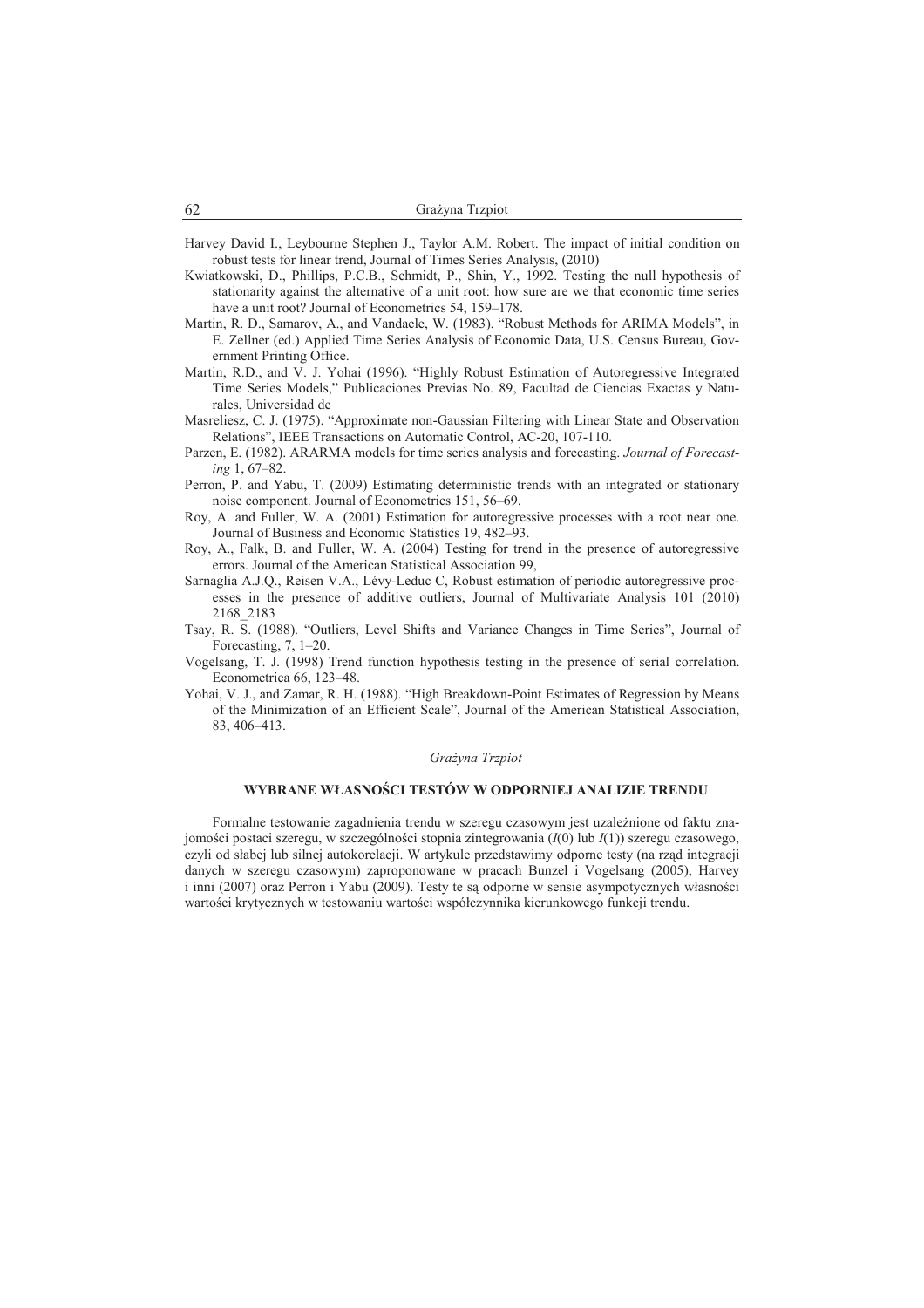Harvey David I., Leybourne Stephen J., Taylor A.M. Robert. The impact of initial condition on robust tests for linear trend, Journal of Times Series Analysis, (2010)

Kwiatkowski, D., Phillips, P.C.B., Schmidt, P., Shin, Y., 1992. Testing the null hypothesis of stationarity against the alternative of a unit root: how sure are we that economic time series have a unit root? Journal of Econometrics 54, 159–178.

Martin, R. D., Samarov, A., and Vandaele, W. (1983). "Robust Methods for ARIMA Models", in E. Zellner (ed.) Applied Time Series Analysis of Economic Data, U.S. Census Bureau, Government Printing Office.

Martin, R.D., and V. J. Yohai (1996). "Highly Robust Estimation of Autoregressive Integrated Time Series Models," Publicaciones Previas No. 89, Facultad de Ciencias Exactas y Naturales, Universidad de

Masreliesz, C. J. (1975). "Approximate non-Gaussian Filtering with Linear State and Observation Relations", IEEE Transactions on Automatic Control, AC-20, 107-110.

Parzen, E. (1982). ARARMA models for time series analysis and forecasting. *Journal of Forecasting* 1, 67–82.

Perron, P. and Yabu, T. (2009) Estimating deterministic trends with an integrated or stationary noise component. Journal of Econometrics 151, 56–69.

Roy, A. and Fuller, W. A. (2001) Estimation for autoregressive processes with a root near one. Journal of Business and Economic Statistics 19, 482–93.

Roy, A., Falk, B. and Fuller, W. A. (2004) Testing for trend in the presence of autoregressive errors. Journal of the American Statistical Association 99,

Sarnaglia A.J.Q., Reisen V.A., Lévy-Leduc C, Robust estimation of periodic autoregressive processes in the presence of additive outliers, Journal of Multivariate Analysis 101 (2010) 2168_2183

Tsay, R. S. (1988). "Outliers, Level Shifts and Variance Changes in Time Series", Journal of Forecasting, 7, 1–20.

Vogelsang, T. J. (1998) Trend function hypothesis testing in the presence of serial correlation. Econometrica 66, 123–48.

Yohai, V. J., and Zamar, R. H. (1988). "High Breakdown-Point Estimates of Regression by Means of the Minimization of an Efficient Scale", Journal of the American Statistical Association, 83, 406–413.

*Grażyna Trzpiot*

## WYBRANE WŁASNOŚCI TESTÓW W ODPORNIEJ ANALIZIE TRENDU

Formalne testowanie zagadnienia trendu w szeregu czasowym jest uzależnione od faktu znajomości postaci szeregu, w szczególności stopnia zintegrowania ($I(0)$ lub $I(1)$) szeregu czasowego, czyli od słabej lub silnej autokorelacji. W artykule przedstawimy odporne testy (na rząd integracji danych w szeregu czasowym) zaproponowane w pracach Bunzel i Vogelsang (2005), Harvey i inni (2007) oraz Perron i Yabu (2009). Testy te są odporne w sensie asympotycznych własności wartości krytycznych w testowaniu wartości współczynnika kierunkowego funkcji trendu.